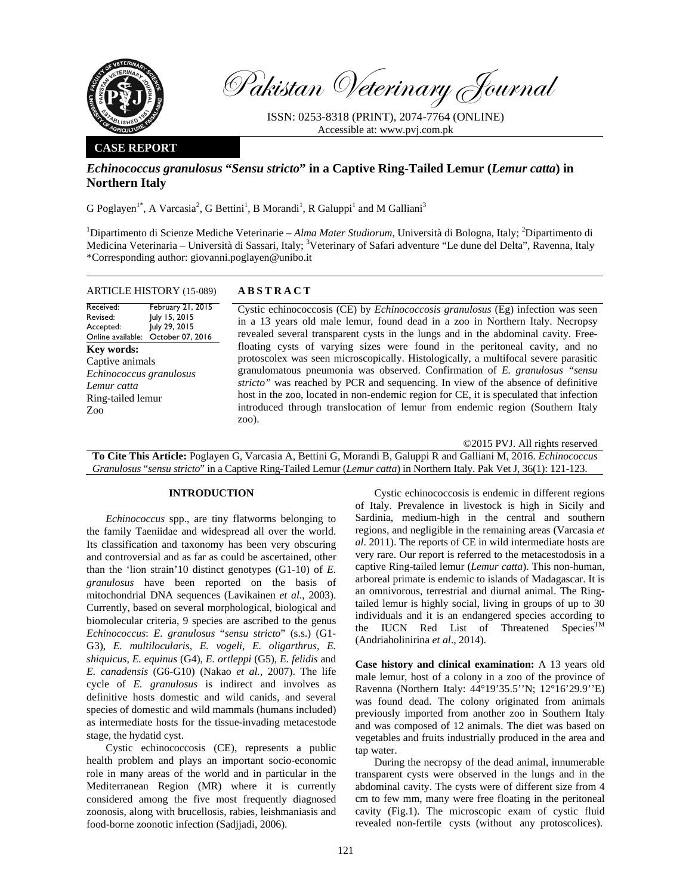# Pakistan Veterinary Journal

ISSN: 0253-8318 (PRINT), 2074-7764 (ONLINE)
Accessible at: www.pvj.com.pk

**CASE REPORT**

## *Echinococcus granulosus* "*Sensu stricto*" in a Captive Ring-Tailed Lemur (*Lemur catta*) in Northern Italy

G Poglayen[1*], A Varcasia[2], G Bettini[1], B Morandi[1], R Galuppi[1] and M Galliani[3]

[1]Dipartimento di Scienze Mediche Veterinarie – *Alma Mater Studiorum*, Università di Bologna, Italy; [2]Dipartimento di Medicina Veterinaria – Università di Sassari, Italy; [3]Veterinary of Safari adventure "Le dune del Delta", Ravenna, Italy
*Corresponding author: giovanni.poglayen@unibo.it

**ARTICLE HISTORY** (15-089)

Received: February 21, 2015
Revised: July 15, 2015
Accepted: July 29, 2015
Online available: October 07, 2016

**Key words:**
Captive animals
*Echinococcus granulosus*
*Lemur catta*
Ring-tailed lemur
Zoo

**ABSTRACT**

Cystic echinococcosis (CE) by *Echinococcosis granulosus* (Eg) infection was seen in a 13 years old male lemur, found dead in a zoo in Northern Italy. Necropsy revealed several transparent cysts in the lungs and in the abdominal cavity. Free-floating cysts of varying sizes were found in the peritoneal cavity, and no protoscolex was seen microscopically. Histologically, a multifocal severe parasitic granulomatous pneumonia was observed. Confirmation of *E. granulosus "sensu stricto"* was reached by PCR and sequencing. In view of the absence of definitive host in the zoo, located in non-endemic region for CE, it is speculated that infection introduced through translocation of lemur from endemic region (Southern Italy zoo).

©2015 PVJ. All rights reserved

**To Cite This Article:** Poglayen G, Varcasia A, Bettini G, Morandi B, Galuppi R and Galliani M, 2016. *Echinococcus Granulosus* "*sensu stricto*" in a Captive Ring-Tailed Lemur (*Lemur catta*) in Northern Italy. Pak Vet J, 36(1): 121-123.

### INTRODUCTION

*Echinococcus* spp., are tiny flatworms belonging to the family Taeniidae and widespread all over the world. Its classification and taxonomy has been very obscuring and controversial and as far as could be ascertained, other than the 'lion strain'10 distinct genotypes (G1-10) of *E. granulosus* have been reported on the basis of mitochondrial DNA sequences (Lavikainen *et al*., 2003). Currently, based on several morphological, biological and biomolecular criteria, 9 species are ascribed to the genus *Echinococcus*: *E. granulosus* "*sensu stricto*" (s.s.) (G1-G3), *E. multilocularis*, *E. vogeli*, *E. oligarthrus*, *E. shiquicus*, *E. equinus* (G4), *E. ortleppi* (G5), *E. felidis* and *E. canadensis* (G6-G10) (Nakao *et al.*, 2007). The life cycle of *E. granulosus* is indirect and involves as definitive hosts domestic and wild canids, and several species of domestic and wild mammals (humans included) as intermediate hosts for the tissue-invading metacestode stage, the hydatid cyst.

Cystic echinococcosis (CE), represents a public health problem and plays an important socio-economic role in many areas of the world and in particular in the Mediterranean Region (MR) where it is currently considered among the five most frequently diagnosed zoonosis, along with brucellosis, rabies, leishmaniasis and food-borne zoonotic infection (Sadjjadi, 2006).

Cystic echinococcosis is endemic in different regions of Italy. Prevalence in livestock is high in Sicily and Sardinia, medium-high in the central and southern regions, and negligible in the remaining areas (Varcasia *et al*. 2011). The reports of CE in wild intermediate hosts are very rare. Our report is referred to the metacestodosis in a captive Ring-tailed lemur (*Lemur catta*). This non-human, arboreal primate is endemic to islands of Madagascar. It is an omnivorous, terrestrial and diurnal animal. The Ring-tailed lemur is highly social, living in groups of up to 30 individuals and it is an endangered species according to the IUCN Red List of Threatened Species™ (Andriaholinirina *et al*., 2014).

**Case history and clinical examination:** A 13 years old male lemur, host of a colony in a zoo of the province of Ravenna (Northern Italy: 44°19'35.5''N; 12°16'29.9''E) was found dead. The colony originated from animals previously imported from another zoo in Southern Italy and was composed of 12 animals. The diet was based on vegetables and fruits industrially produced in the area and tap water.

During the necropsy of the dead animal, innumerable transparent cysts were observed in the lungs and in the abdominal cavity. The cysts were of different size from 4 cm to few mm, many were free floating in the peritoneal cavity (Fig.1). The microscopic exam of cystic fluid revealed non-fertile cysts (without any protoscolices).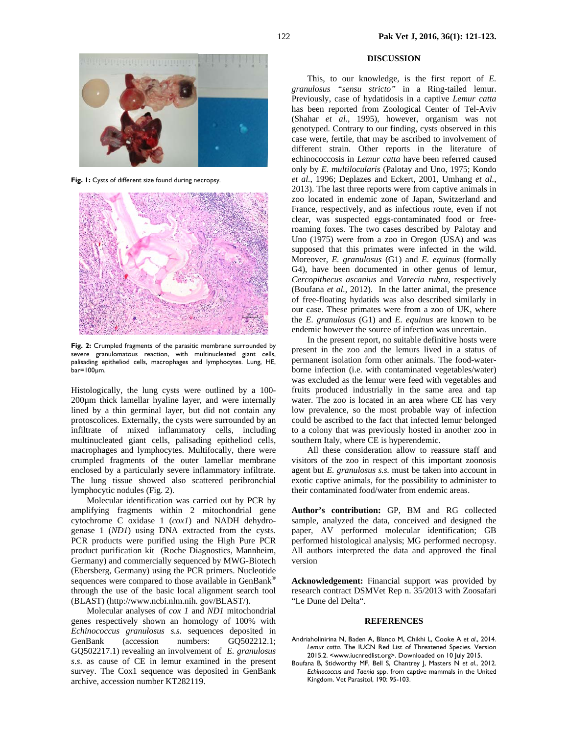Fig. 1: Cysts of different size found during necropsy.

Fig. 2: Crumpled fragments of the parasitic membrane surrounded by severe granulomatous reaction, with multinucleated giant cells, palisading epitheliod cells, macrophages and lymphocytes. Lung, HE, bar=100µm.

Histologically, the lung cysts were outlined by a 100-200µm thick lamellar hyaline layer, and were internally lined by a thin germinal layer, but did not contain any protoscolices. Externally, the cysts were surrounded by an infiltrate of mixed inflammatory cells, including multinucleated giant cells, palisading epitheliod cells, macrophages and lymphocytes. Multifocally, there were crumpled fragments of the outer lamellar membrane enclosed by a particularly severe inflammatory infiltrate. The lung tissue showed also scattered peribronchial lymphocytic nodules (Fig. 2).

Molecular identification was carried out by PCR by amplifying fragments within 2 mitochondrial gene cytochrome C oxidase 1 (*cox1*) and NADH dehydrogenase 1 (*ND1*) using DNA extracted from the cysts. PCR products were purified using the High Pure PCR product purification kit (Roche Diagnostics, Mannheim, Germany) and commercially sequenced by MWG-Biotech (Ebersberg, Germany) using the PCR primers. Nucleotide sequences were compared to those available in GenBank® through the use of the basic local alignment search tool (BLAST) (http://www.ncbi.nlm.nih. gov/BLAST/).

Molecular analyses of *cox 1* and *ND1* mitochondrial genes respectively shown an homology of 100% with *Echinococcus granulosus s.s.* sequences deposited in GenBank (accession numbers: GQ502212.1; GQ502217.1) revealing an involvement of *E. granulosus s.s.* as cause of CE in lemur examined in the present survey. The Cox1 sequence was deposited in GenBank archive, accession number KT282119.

## DISCUSSION

This, to our knowledge, is the first report of *E. granulosus "sensu stricto"* in a Ring-tailed lemur. Previously, case of hydatidosis in a captive *Lemur catta* has been reported from Zoological Center of Tel-Aviv (Shahar *et al.*, 1995), however, organism was not genotyped. Contrary to our finding, cysts observed in this case were, fertile, that may be ascribed to involvement of different strain. Other reports in the literature of echinococcosis in *Lemur catta* have been referred caused only by *E. multilocularis* (Palotay and Uno, 1975; Kondo *et al.*, 1996; Deplazes and Eckert, 2001, Umhang *et al.*, 2013). The last three reports were from captive animals in zoo located in endemic zone of Japan, Switzerland and France, respectively, and as infectious route, even if not clear, was suspected eggs-contaminated food or free-roaming foxes. The two cases described by Palotay and Uno (1975) were from a zoo in Oregon (USA) and was supposed that this primates were infected in the wild. Moreover, *E. granulosus* (G1) and *E. equinus* (formally G4), have been documented in other genus of lemur, *Cercopithecus ascanius* and *Varecia rubra*, respectively (Boufana *et al.,* 2012). In the latter animal, the presence of free-floating hydatids was also described similarly in our case. These primates were from a zoo of UK, where the *E. granulosus* (G1) and *E. equinus* are known to be endemic however the source of infection was uncertain.

In the present report, no suitable definitive hosts were present in the zoo and the lemurs lived in a status of permanent isolation form other animals. The food-water-borne infection (i.e. with contaminated vegetables/water) was excluded as the lemur were feed with vegetables and fruits produced industrially in the same area and tap water. The zoo is located in an area where CE has very low prevalence, so the most probable way of infection could be ascribed to the fact that infected lemur belonged to a colony that was previously hosted in another zoo in southern Italy, where CE is hyperendemic.

All these consideration allow to reassure staff and visitors of the zoo in respect of this important zoonosis agent but *E. granulosus s.s.* must be taken into account in exotic captive animals, for the possibility to administer to their contaminated food/water from endemic areas.

**Author's contribution:** GP, BM and RG collected sample, analyzed the data, conceived and designed the paper, AV performed molecular identification; GB performed histological analysis; MG performed necropsy. All authors interpreted the data and approved the final version

**Acknowledgement:** Financial support was provided by research contract DSMVet Rep n. 35/2013 with Zoosafari "Le Dune del Delta".

## REFERENCES

Andriaholinirina N, Baden A, Blanco M, Chikhi L, Cooke A *et al.*, 2014. *Lemur catta*. The IUCN Red List of Threatened Species. Version 2015.2. <www.iucnredlist.org>. Downloaded on 10 July 2015.

Boufana B, Stidworthy MF, Bell S, Chantrey J, Masters N *et al.*, 2012. *Echinococcus* and *Taenia* spp. from captive mammals in the United Kingdom. Vet Parasitol, 190: 95-103.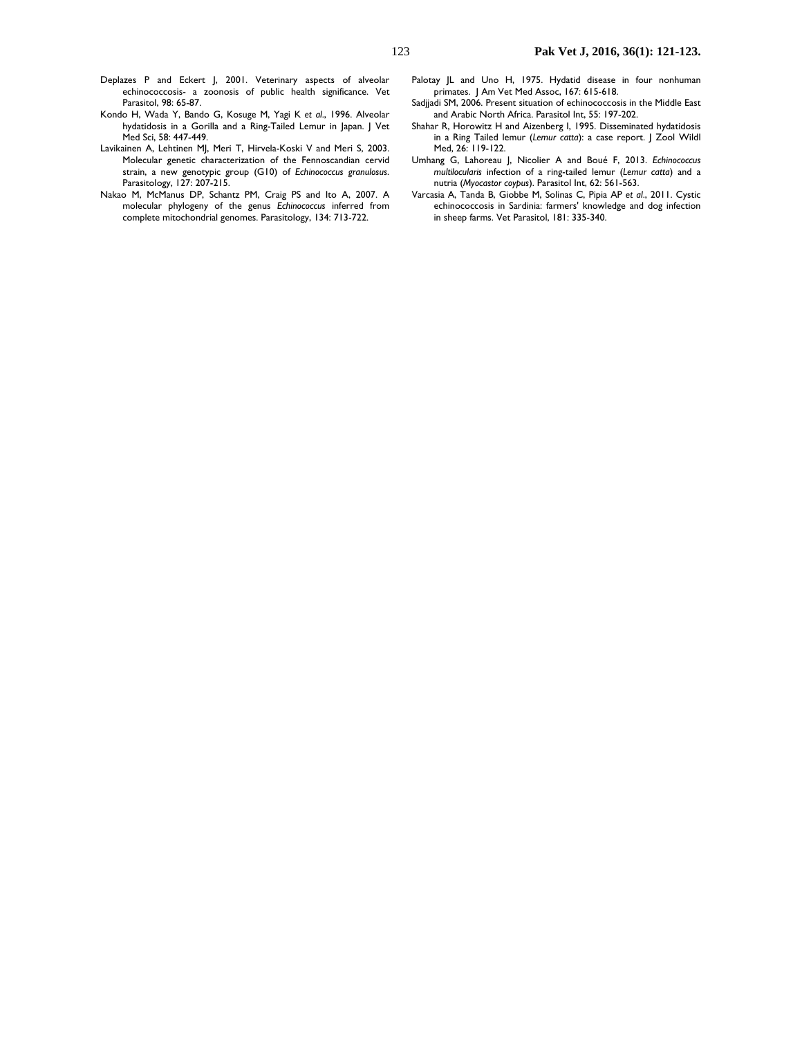Deplazes P and Eckert J, 2001. Veterinary aspects of alveolar echinococcosis- a zoonosis of public health significance. Vet Parasitol, 98: 65-87.

Kondo H, Wada Y, Bando G, Kosuge M, Yagi K *et al*., 1996. Alveolar hydatidosis in a Gorilla and a Ring-Tailed Lemur in Japan. J Vet Med Sci, 58: 447-449.

Lavikainen A, Lehtinen MJ, Meri T, Hirvela-Koski V and Meri S, 2003. Molecular genetic characterization of the Fennoscandian cervid strain, a new genotypic group (G10) of *Echinococcus granulosus*. Parasitology, 127: 207-215.

Nakao M, McManus DP, Schantz PM, Craig PS and Ito A, 2007. A molecular phylogeny of the genus *Echinococcus* inferred from complete mitochondrial genomes. Parasitology, 134: 713-722.

Palotay JL and Uno H, 1975. Hydatid disease in four nonhuman primates. J Am Vet Med Assoc, 167: 615-618.

Sadjjadi SM, 2006. Present situation of echinococcosis in the Middle East and Arabic North Africa. Parasitol Int, 55: 197-202.

Shahar R, Horowitz H and Aizenberg I, 1995. Disseminated hydatidosis in a Ring Tailed lemur (*Lemur catta*): a case report. J Zool Wildl Med, 26: 119-122.

Umhang G, Lahoreau J, Nicolier A and Boué F, 2013. *Echinococcus multilocularis* infection of a ring-tailed lemur (*Lemur catta*) and a nutria (*Myocastor coypus*). Parasitol Int, 62: 561-563.

Varcasia A, Tanda B, Giobbe M, Solinas C, Pipia AP *et al*., 2011. Cystic echinococcosis in Sardinia: farmers' knowledge and dog infection in sheep farms. Vet Parasitol, 181: 335-340.